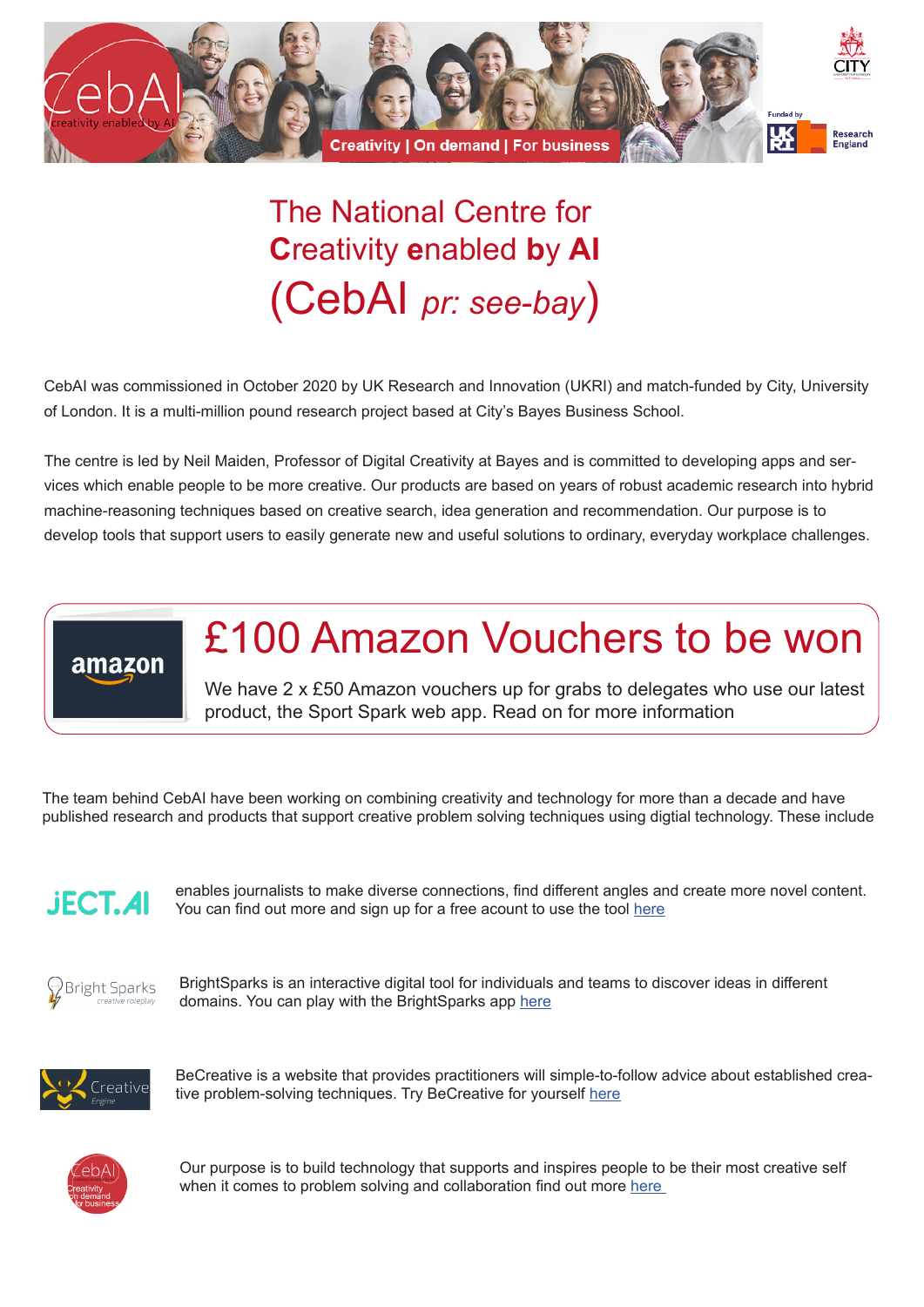# The National Centre for **C**reativity **e**nabled **by AI** (CebAI *pr: see-bay*)

CebAI was commissioned in October 2020 by UK Research and Innovation (UKRI) and match-funded by City, University of London. It is a multi-million pound research project based at City's Bayes Business School.

The centre is led by Neil Maiden, Professor of Digital Creativity at Bayes and is committed to developing apps and services which enable people to be more creative. Our products are based on years of robust academic research into hybrid machine-reasoning techniques based on creative search, idea generation and recommendation. Our purpose is to develop tools that support users to easily generate new and useful solutions to ordinary, everyday workplace challenges.

## £100 Amazon Vouchers to be won

We have 2 x £50 Amazon vouchers up for grabs to delegates who use our latest product, the Sport Spark web app. Read on for more information

The team behind CebAI have been working on combining creativity and technology for more than a decade and have published research and products that support creative problem solving techniques using digtial technology. These include

**JECT.AI** enables journalists to make diverse connections, find different angles and create more novel content. You can find out more and sign up for a free acount to use the tool here

**Bright Sparks** BrightSparks is an interactive digital tool for individuals and teams to discover ideas in different domains. You can play with the BrightSparks app here

**Creative Engine** BeCreative is a website that provides practitioners will simple-to-follow advice about established creative problem-solving techniques. Try BeCreative for yourself here

**CebAI** Our purpose is to build technology that supports and inspires people to be their most creative self when it comes to problem solving and collaboration find out more here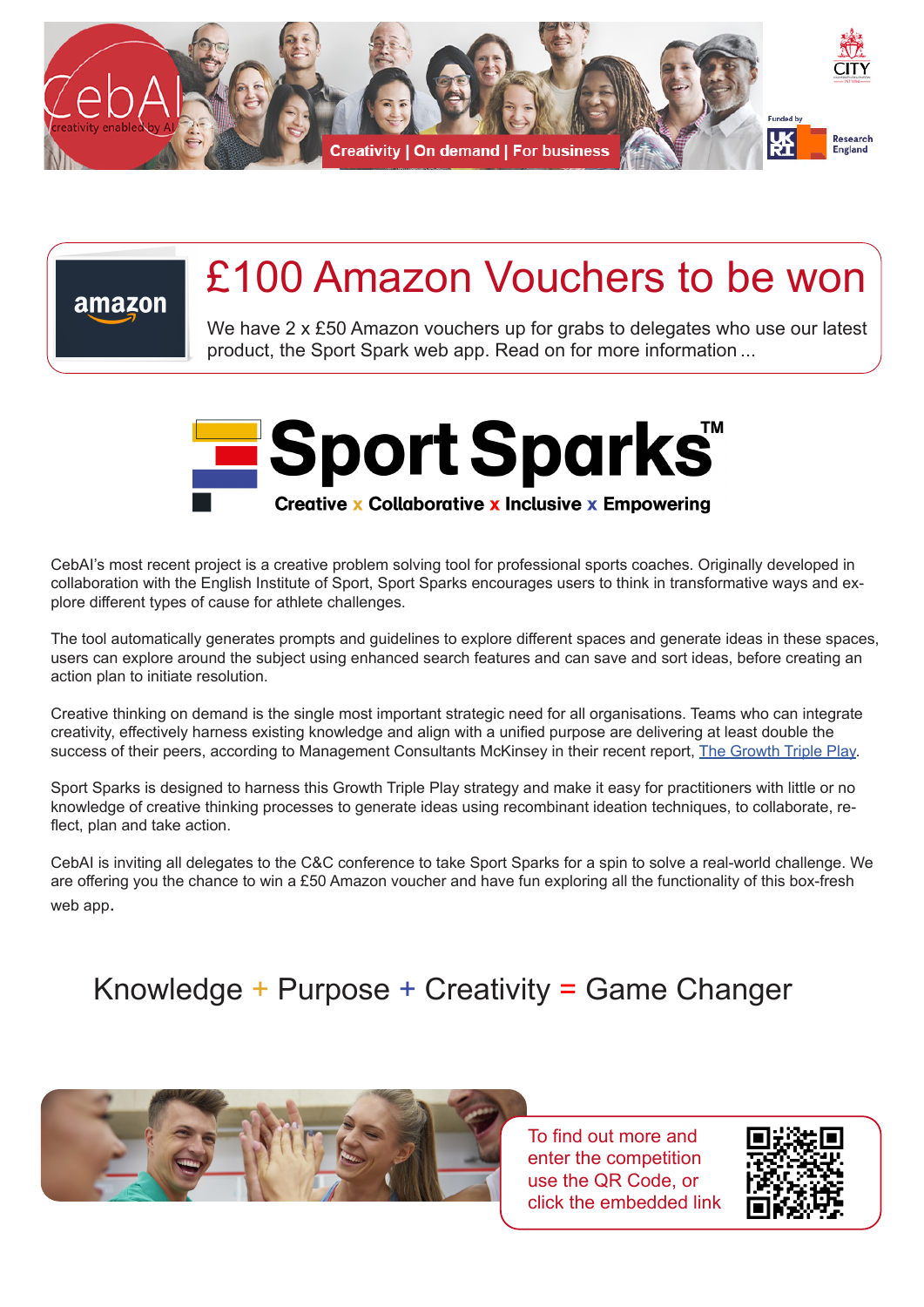CebAI
creativity enabled by AI

Creativity | On demand | For business

CITY

Funded by UKRI Research England

# £100 Amazon Vouchers to be won

amazon

We have 2 x £50 Amazon vouchers up for grabs to delegates who use our latest product, the Sport Spark web app. Read on for more information ...

# Sport Sparks™

**Creative x Collaborative x Inclusive x Empowering**

CebAI's most recent project is a creative problem solving tool for professional sports coaches. Originally developed in collaboration with the English Institute of Sport, Sport Sparks encourages users to think in transformative ways and explore different types of cause for athlete challenges.

The tool automatically generates prompts and guidelines to explore different spaces and generate ideas in these spaces, users can explore around the subject using enhanced search features and can save and sort ideas, before creating an action plan to initiate resolution.

Creative thinking on demand is the single most important strategic need for all organisations. Teams who can integrate creativity, effectively harness existing knowledge and align with a unified purpose are delivering at least double the success of their peers, according to Management Consultants McKinsey in their recent report, The Growth Triple Play.

Sport Sparks is designed to harness this Growth Triple Play strategy and make it easy for practitioners with little or no knowledge of creative thinking processes to generate ideas using recombinant ideation techniques, to collaborate, reflect, plan and take action.

CebAI is inviting all delegates to the C&C conference to take Sport Sparks for a spin to solve a real-world challenge. We are offering you the chance to win a £50 Amazon voucher and have fun exploring all the functionality of this box-fresh web app.

## Knowledge + Purpose + Creativity = Game Changer

To find out more and enter the competition use the QR Code, or click the embedded link